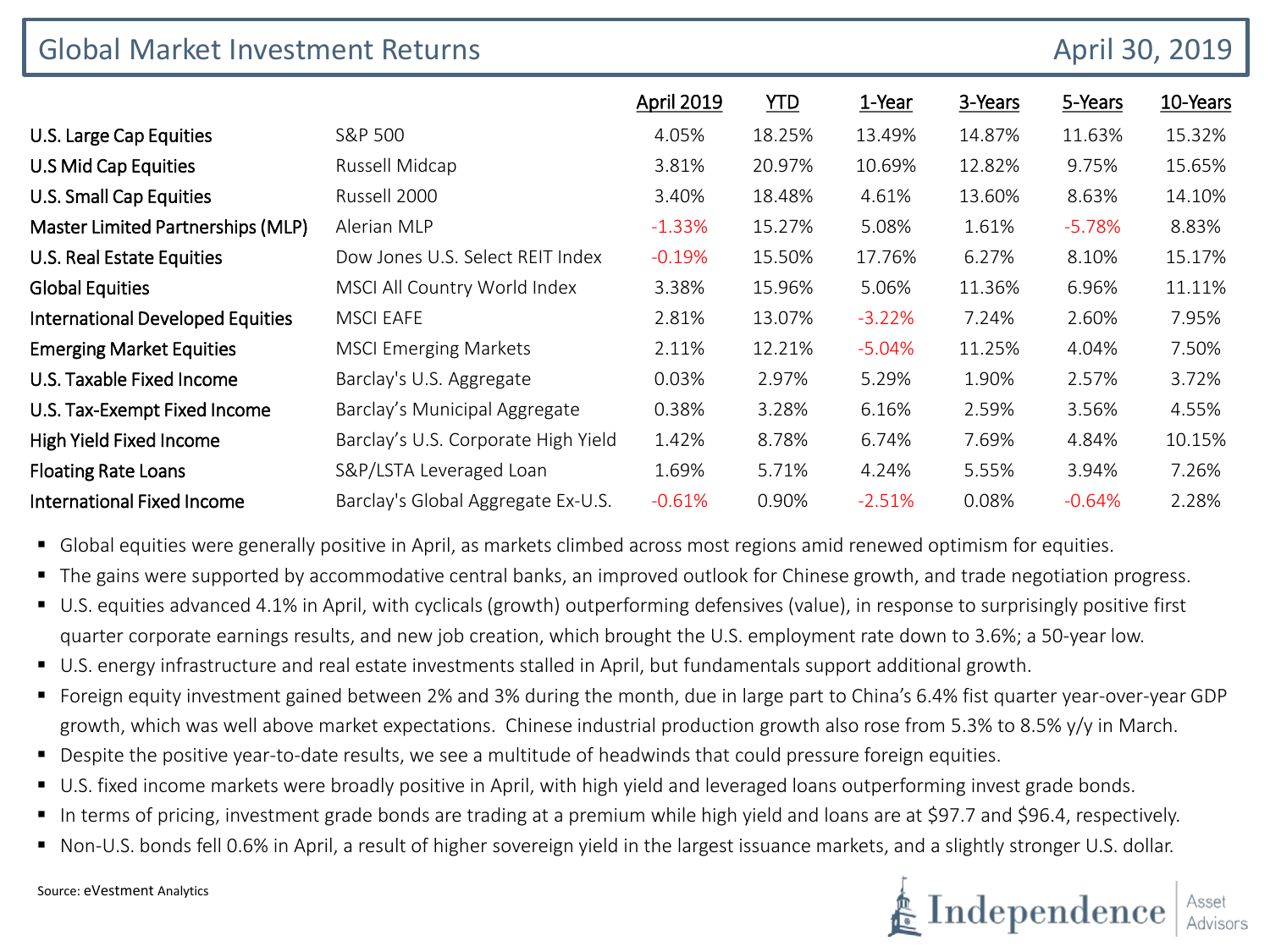# Global Market Investment Returns

April 30, 2019

| | | April 2019 | YTD | 1-Year | 3-Years | 5-Years | 10-Years |
|---|---|---|---|---|---|---|---|
| U.S. Large Cap Equities | S&P 500 | 4.05% | 18.25% | 13.49% | 14.87% | 11.63% | 15.32% |
| U.S Mid Cap Equities | Russell Midcap | 3.81% | 20.97% | 10.69% | 12.82% | 9.75% | 15.65% |
| U.S. Small Cap Equities | Russell 2000 | 3.40% | 18.48% | 4.61% | 13.60% | 8.63% | 14.10% |
| Master Limited Partnerships (MLP) | Alerian MLP | -1.33% | 15.27% | 5.08% | 1.61% | -5.78% | 8.83% |
| U.S. Real Estate Equities | Dow Jones U.S. Select REIT Index | -0.19% | 15.50% | 17.76% | 6.27% | 8.10% | 15.17% |
| Global Equities | MSCI All Country World Index | 3.38% | 15.96% | 5.06% | 11.36% | 6.96% | 11.11% |
| International Developed Equities | MSCI EAFE | 2.81% | 13.07% | -3.22% | 7.24% | 2.60% | 7.95% |
| Emerging Market Equities | MSCI Emerging Markets | 2.11% | 12.21% | -5.04% | 11.25% | 4.04% | 7.50% |
| U.S. Taxable Fixed Income | Barclay's U.S. Aggregate | 0.03% | 2.97% | 5.29% | 1.90% | 2.57% | 3.72% |
| U.S. Tax-Exempt Fixed Income | Barclay's Municipal Aggregate | 0.38% | 3.28% | 6.16% | 2.59% | 3.56% | 4.55% |
| High Yield Fixed Income | Barclay's U.S. Corporate High Yield | 1.42% | 8.78% | 6.74% | 7.69% | 4.84% | 10.15% |
| Floating Rate Loans | S&P/LSTA Leveraged Loan | 1.69% | 5.71% | 4.24% | 5.55% | 3.94% | 7.26% |
| International Fixed Income | Barclay's Global Aggregate Ex-U.S. | -0.61% | 0.90% | -2.51% | 0.08% | -0.64% | 2.28% |

- Global equities were generally positive in April, as markets climbed across most regions amid renewed optimism for equities.
- The gains were supported by accommodative central banks, an improved outlook for Chinese growth, and trade negotiation progress.
- U.S. equities advanced 4.1% in April, with cyclicals (growth) outperforming defensives (value), in response to surprisingly positive first quarter corporate earnings results, and new job creation, which brought the U.S. employment rate down to 3.6%; a 50-year low.
- U.S. energy infrastructure and real estate investments stalled in April, but fundamentals support additional growth.
- Foreign equity investment gained between 2% and 3% during the month, due in large part to China's 6.4% fist quarter year-over-year GDP growth, which was well above market expectations. Chinese industrial production growth also rose from 5.3% to 8.5% y/y in March.
- Despite the positive year-to-date results, we see a multitude of headwinds that could pressure foreign equities.
- U.S. fixed income markets were broadly positive in April, with high yield and leveraged loans outperforming invest grade bonds.
- In terms of pricing, investment grade bonds are trading at a premium while high yield and loans are at $97.7 and $96.4, respectively.
- Non-U.S. bonds fell 0.6% in April, a result of higher sovereign yield in the largest issuance markets, and a slightly stronger U.S. dollar.

Source: eVestment Analytics

Independence Asset Advisors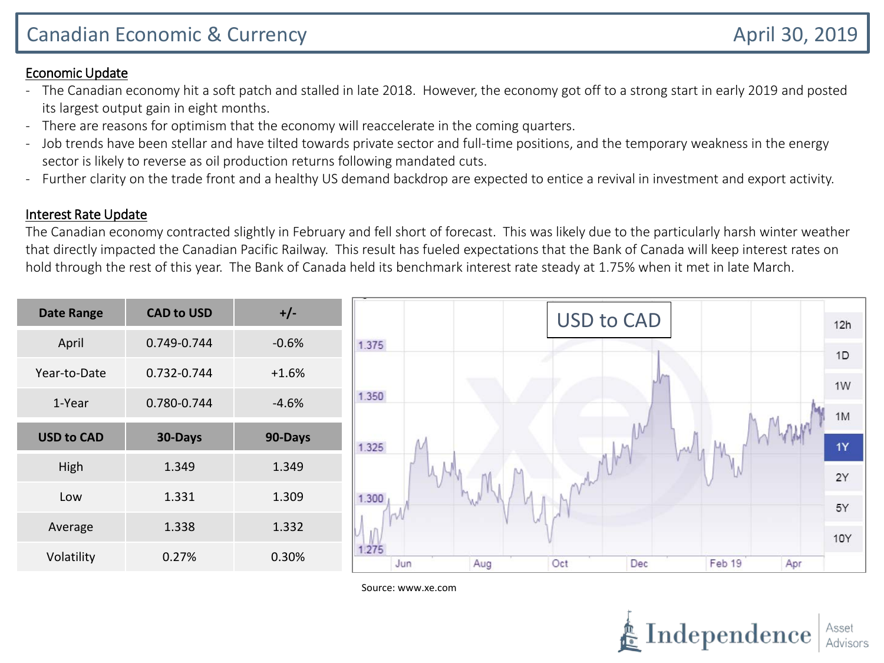# Canadian Economic & Currency

April 30, 2019

## Economic Update

- The Canadian economy hit a soft patch and stalled in late 2018. However, the economy got off to a strong start in early 2019 and posted its largest output gain in eight months.
- There are reasons for optimism that the economy will reaccelerate in the coming quarters.
- Job trends have been stellar and have tilted towards private sector and full-time positions, and the temporary weakness in the energy sector is likely to reverse as oil production returns following mandated cuts.
- Further clarity on the trade front and a healthy US demand backdrop are expected to entice a revival in investment and export activity.

## Interest Rate Update

The Canadian economy contracted slightly in February and fell short of forecast. This was likely due to the particularly harsh winter weather that directly impacted the Canadian Pacific Railway. This result has fueled expectations that the Bank of Canada will keep interest rates on hold through the rest of this year. The Bank of Canada held its benchmark interest rate steady at 1.75% when it met in late March.

| Date Range | CAD to USD | +/- |
|---|---|---|
| April | 0.749-0.744 | -0.6% |
| Year-to-Date | 0.732-0.744 | +1.6% |
| 1-Year | 0.780-0.744 | -4.6% |

| USD to CAD | 30-Days | 90-Days |
|---|---|---|
| High | 1.349 | 1.349 |
| Low | 1.331 | 1.309 |
| Average | 1.338 | 1.332 |
| Volatility | 0.27% | 0.30% |

USD to CAD

Source: www.xe.com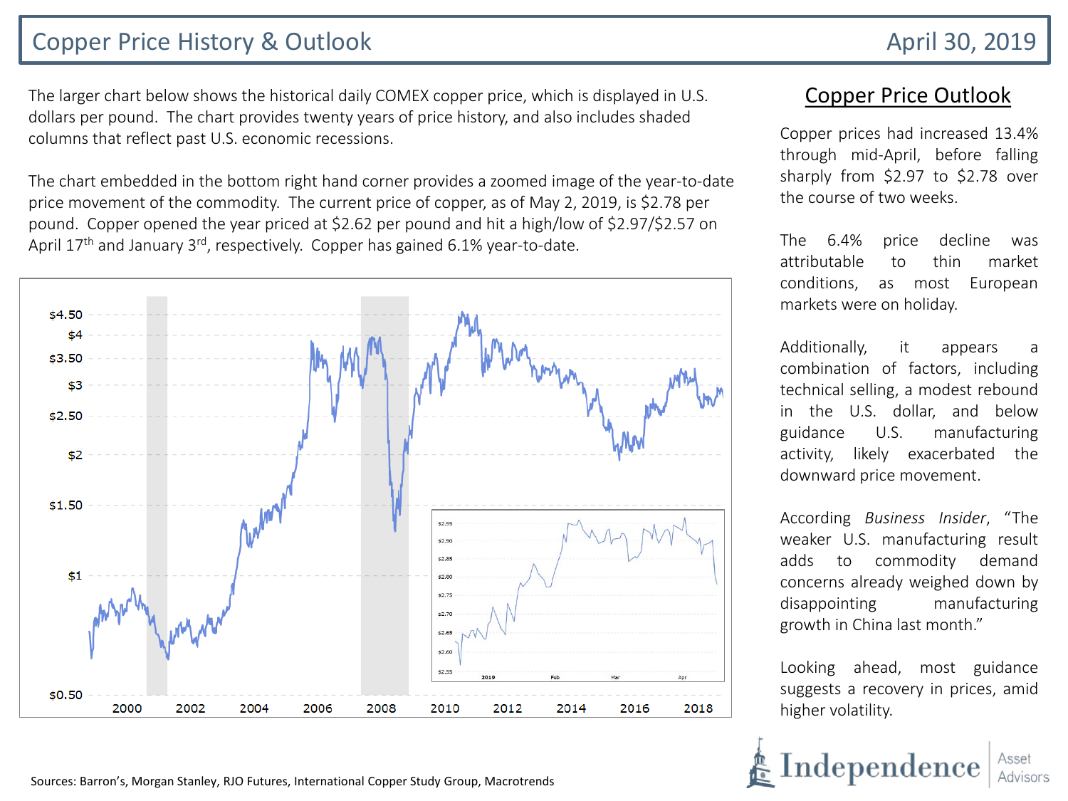# Copper Price History & Outlook

April 30, 2019

The larger chart below shows the historical daily COMEX copper price, which is displayed in U.S. dollars per pound. The chart provides twenty years of price history, and also includes shaded columns that reflect past U.S. economic recessions.

The chart embedded in the bottom right hand corner provides a zoomed image of the year-to-date price movement of the commodity. The current price of copper, as of May 2, 2019, is $2.78 per pound. Copper opened the year priced at $2.62 per pound and hit a high/low of $2.97/$2.57 on April 17th and January 3rd, respectively. Copper has gained 6.1% year-to-date.

$4.50
$4
$3.50
$3
$2.50
$2
$1.50
$1
$0.50
2000
2002
2004
2006
2008
2010
2012
2014
2016
2018

$2.95
$2.90
$2.85
$2.80
$2.75
$2.70
$2.65
$2.60
$2.55
2019
Feb
Mar
Apr

## Copper Price Outlook

Copper prices had increased 13.4% through mid-April, before falling sharply from $2.97 to $2.78 over the course of two weeks.

The 6.4% price decline was attributable to thin market conditions, as most European markets were on holiday.

Additionally, it appears a combination of factors, including technical selling, a modest rebound in the U.S. dollar, and below guidance U.S. manufacturing activity, likely exacerbated the downward price movement.

According *Business Insider*, "The weaker U.S. manufacturing result adds to commodity demand concerns already weighed down by disappointing manufacturing growth in China last month."

Looking ahead, most guidance suggests a recovery in prices, amid higher volatility.

Sources: Barron's, Morgan Stanley, RJO Futures, International Copper Study Group, Macrotrends

Independence Asset Advisors